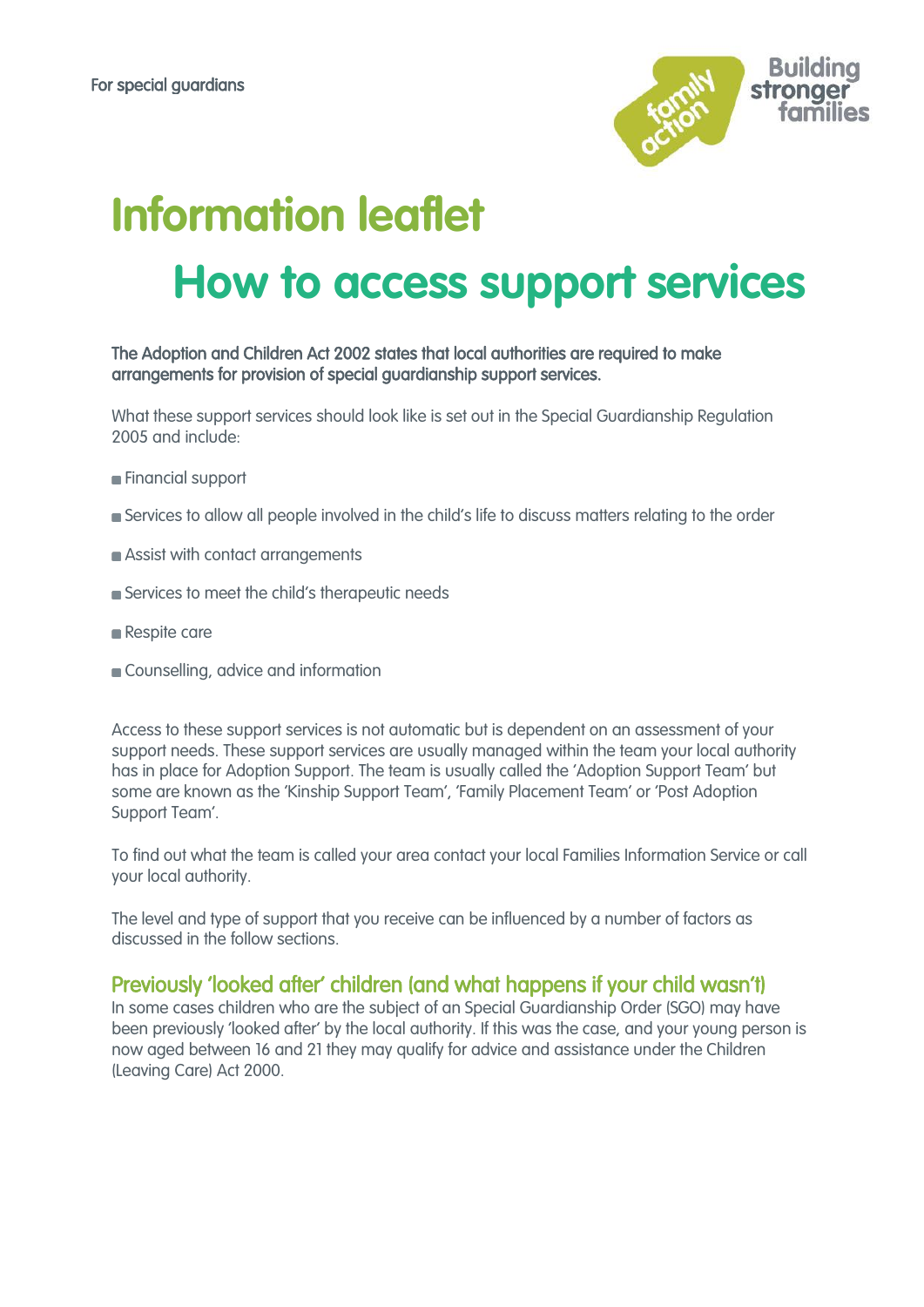For special guardians

# Information leaflet

## How to access support services

**The Adoption and Children Act 2002 states that local authorities are required to make arrangements for provision of special guardianship support services.**

What these support services should look like is set out in the Special Guardianship Regulation 2005 and include:

- Financial support
- Services to allow all people involved in the child's life to discuss matters relating to the order
- Assist with contact arrangements
- Services to meet the child's therapeutic needs
- Respite care
- Counselling, advice and information

Access to these support services is not automatic but is dependent on an assessment of your support needs. These support services are usually managed within the team your local authority has in place for Adoption Support. The team is usually called the 'Adoption Support Team' but some are known as the 'Kinship Support Team', 'Family Placement Team' or 'Post Adoption Support Team'.

To find out what the team is called your area contact your local Families Information Service or call your local authority.

The level and type of support that you receive can be influenced by a number of factors as discussed in the follow sections.

### Previously 'looked after' children (and what happens if your child wasn't)

In some cases children who are the subject of an Special Guardianship Order (SGO) may have been previously 'looked after' by the local authority. If this was the case, and your young person is now aged between 16 and 21 they may qualify for advice and assistance under the Children (Leaving Care) Act 2000.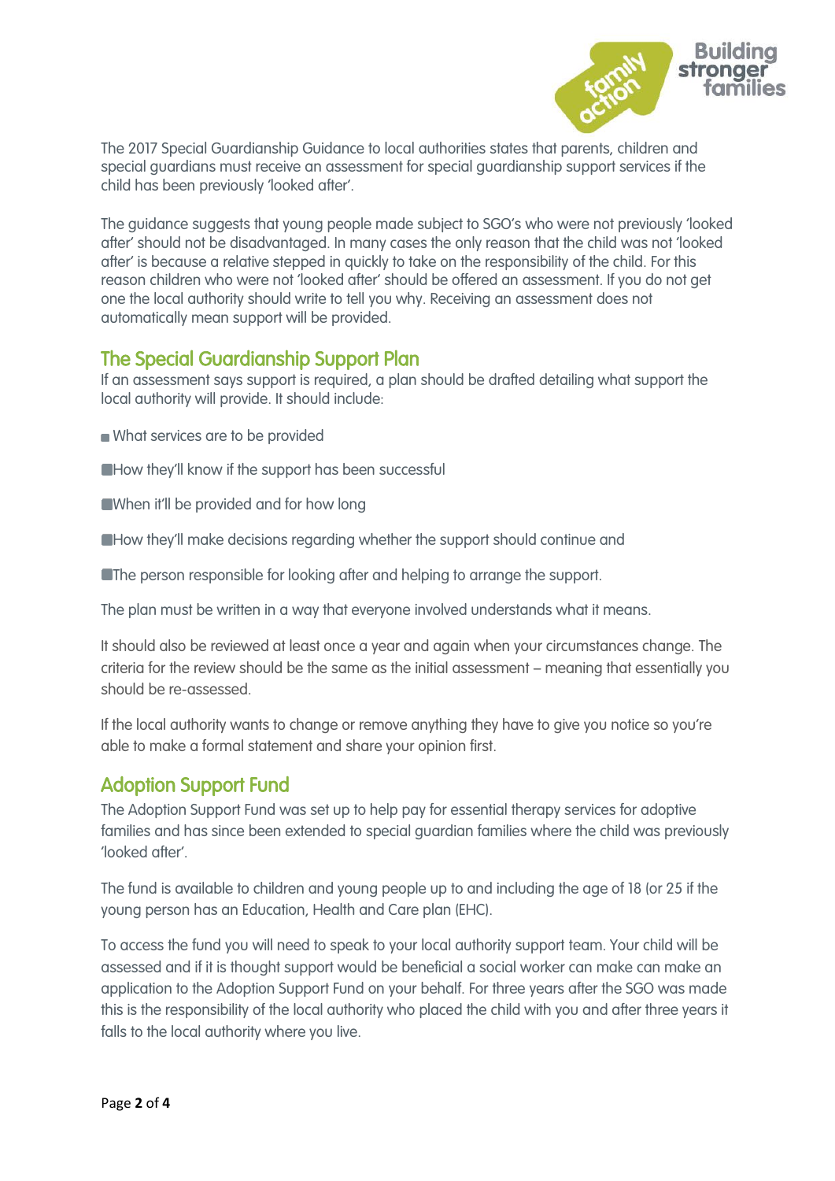The 2017 Special Guardianship Guidance to local authorities states that parents, children and special guardians must receive an assessment for special guardianship support services if the child has been previously 'looked after'.

The guidance suggests that young people made subject to SGO's who were not previously 'looked after' should not be disadvantaged. In many cases the only reason that the child was not 'looked after' is because a relative stepped in quickly to take on the responsibility of the child. For this reason children who were not 'looked after' should be offered an assessment. If you do not get one the local authority should write to tell you why. Receiving an assessment does not automatically mean support will be provided.

## The Special Guardianship Support Plan

If an assessment says support is required, a plan should be drafted detailing what support the local authority will provide. It should include:

- What services are to be provided
- How they'll know if the support has been successful
- When it'll be provided and for how long
- How they'll make decisions regarding whether the support should continue and
- The person responsible for looking after and helping to arrange the support.

The plan must be written in a way that everyone involved understands what it means.

It should also be reviewed at least once a year and again when your circumstances change. The criteria for the review should be the same as the initial assessment – meaning that essentially you should be re-assessed.

If the local authority wants to change or remove anything they have to give you notice so you're able to make a formal statement and share your opinion first.

## Adoption Support Fund

The Adoption Support Fund was set up to help pay for essential therapy services for adoptive families and has since been extended to special guardian families where the child was previously 'looked after'.

The fund is available to children and young people up to and including the age of 18 (or 25 if the young person has an Education, Health and Care plan (EHC).

To access the fund you will need to speak to your local authority support team. Your child will be assessed and if it is thought support would be beneficial a social worker can make can make an application to the Adoption Support Fund on your behalf. For three years after the SGO was made this is the responsibility of the local authority who placed the child with you and after three years it falls to the local authority where you live.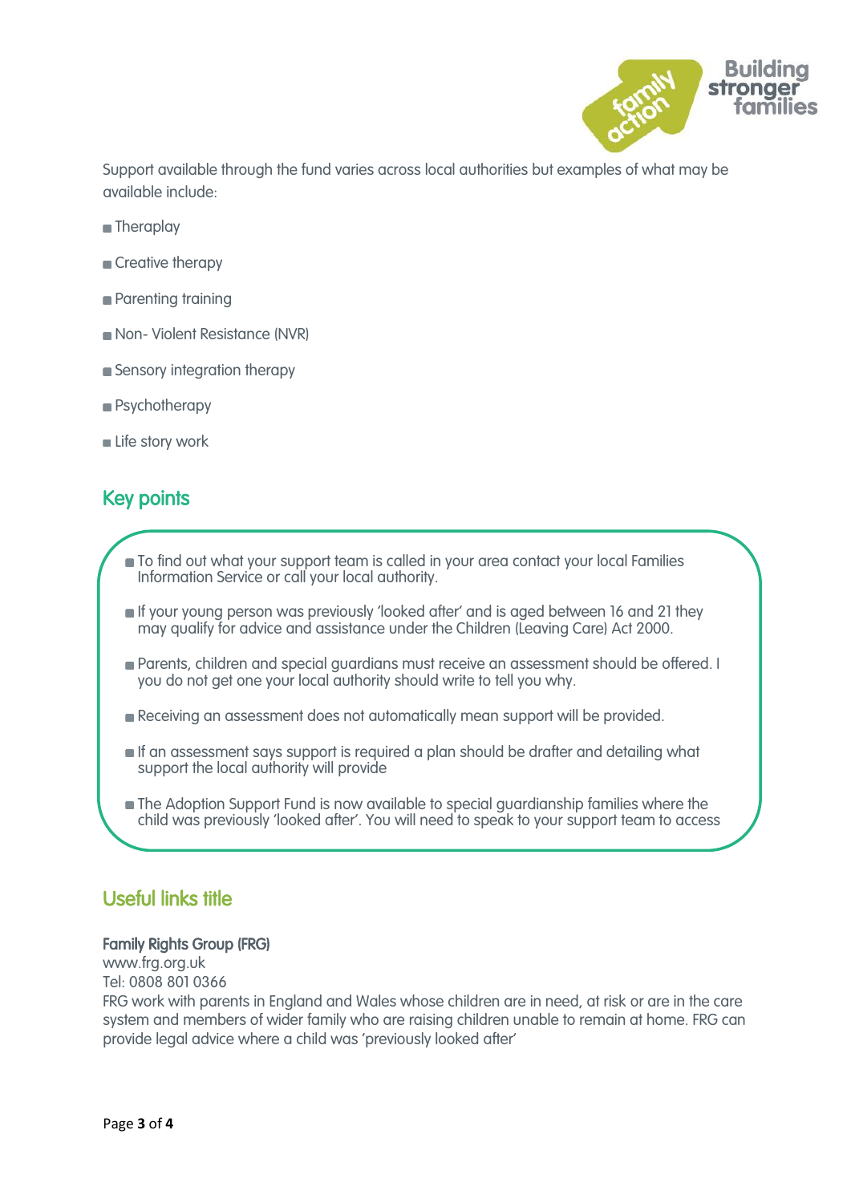Support available through the fund varies across local authorities but examples of what may be available include:

- Theraplay
- Creative therapy
- Parenting training
- Non- Violent Resistance (NVR)
- Sensory integration therapy
- Psychotherapy
- Life story work

## Key points

- To find out what your support team is called in your area contact your local Families Information Service or call your local authority.
- If your young person was previously 'looked after' and is aged between 16 and 21 they may qualify for advice and assistance under the Children (Leaving Care) Act 2000.
- Parents, children and special guardians must receive an assessment should be offered. I you do not get one your local authority should write to tell you why.
- Receiving an assessment does not automatically mean support will be provided.
- If an assessment says support is required a plan should be drafter and detailing what support the local authority will provide
- The Adoption Support Fund is now available to special guardianship families where the child was previously 'looked after'. You will need to speak to your support team to access

## Useful links title

**Family Rights Group (FRG)**
www.frg.org.uk
Tel: 0808 801 0366
FRG work with parents in England and Wales whose children are in need, at risk or are in the care system and members of wider family who are raising children unable to remain at home. FRG can provide legal advice where a child was 'previously looked after'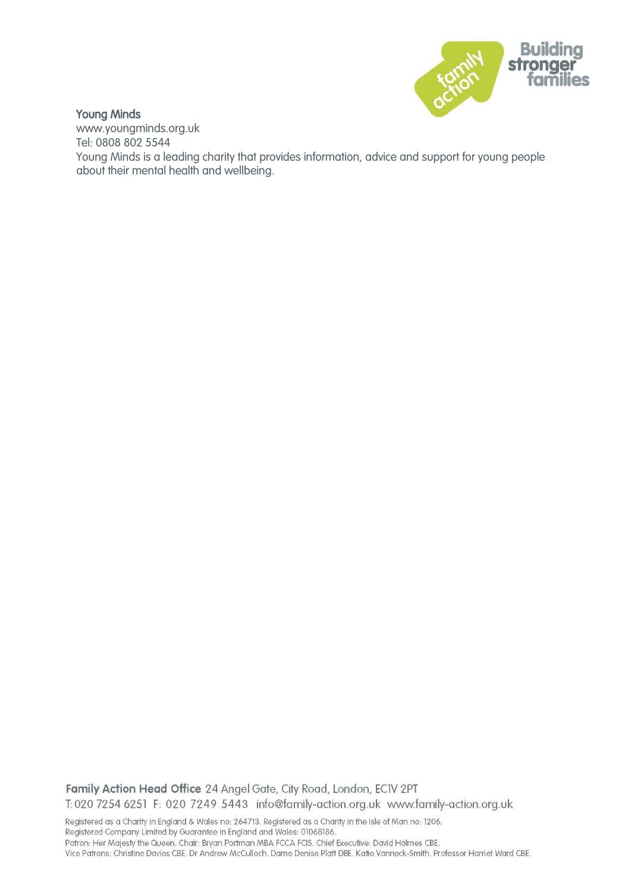### Young Minds

www.youngminds.org.uk
Tel: 0808 802 5544
Young Minds is a leading charity that provides information, advice and support for young people about their mental health and wellbeing.

**Family Action Head Office** 24 Angel Gate, City Road, London, EC1V 2PT
T: 020 7254 6251 F: 020 7249 5443 info@family-action.org.uk www.family-action.org.uk

Registered as a Charity in England & Wales no: 264713. Registered as a Charity in the Isle of Man no: 1206.
Registered Company Limited by Guarantee in England and Wales: 01068186.
Patron: Her Majesty the Queen. Chair: Bryan Portman MBA FCCA FCIS. Chief Executive: David Holmes CBE.
Vice Patrons: Christine Davies CBE. Dr Andrew McCulloch. Dame Denise Platt DBE. Katie Vanneck-Smith. Professor Harriet Ward CBE.